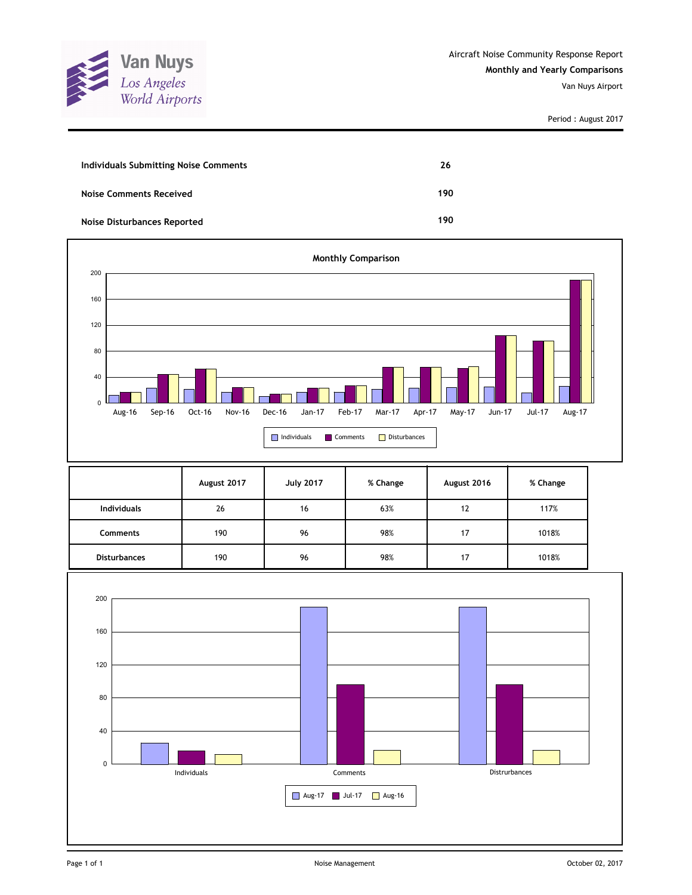Van Nuys
*Los Angeles World Airports*

Aircraft Noise Community Response Report
**Monthly and Yearly Comparisons**
Van Nuys Airport

Period : August 2017

| | |
|---|---|
| **Individuals Submitting Noise Comments** | **26** |
| **Noise Comments Received** | **190** |
| **Noise Disturbances Reported** | **190** |

**Monthly Comparison**

| | August 2017 | July 2017 | % Change | August 2016 | % Change |
|---|---|---|---|---|---|
| **Individuals** | 26 | 16 | 63% | 12 | 117% |
| **Comments** | 190 | 96 | 98% | 17 | 1018% |
| **Disturbances** | 190 | 96 | 98% | 17 | 1018% |

Noise Management

October 02, 2017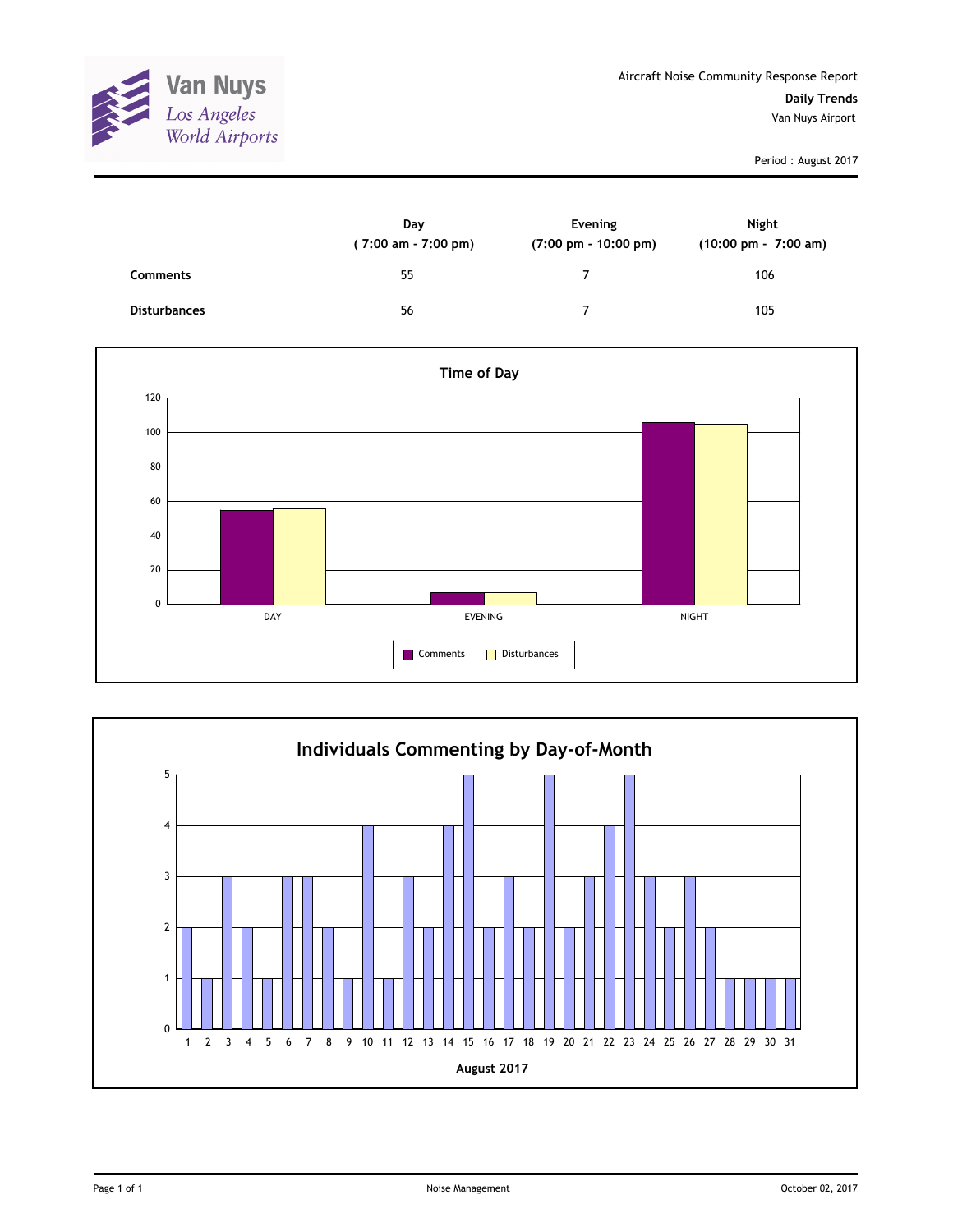Van Nuys
Los Angeles
World Airports

Aircraft Noise Community Response Report

**Daily Trends**

Van Nuys Airport

Period : August 2017

| | Day ( 7:00 am - 7:00 pm) | Evening (7:00 pm - 10:00 pm) | Night (10:00 pm - 7:00 am) |
|---|---|---|---|
| **Comments** | 55 | 7 | 106 |
| **Disturbances** | 56 | 7 | 105 |

**Time of Day**

| | DAY | EVENING | NIGHT |
|---|---|---|---|
| Comments | 55 | 7 | 106 |
| Disturbances | 56 | 7 | 105 |

**Individuals Commenting by Day-of-Month**

August 2017

| Day | 1 | 2 | 3 | 4 | 5 | 6 | 7 | 8 | 9 | 10 | 11 | 12 | 13 | 14 | 15 | 16 | 17 | 18 | 19 | 20 | 21 | 22 | 23 | 24 | 25 | 26 | 27 | 28 | 29 | 30 | 31 |
|---|---|---|---|---|---|---|---|---|---|---|---|---|---|---|---|---|---|---|---|---|---|---|---|---|---|---|---|---|---|---|---|
| Individuals | 2 | 1 | 3 | 2 | 1 | 3 | 3 | 2 | 1 | 4 | 1 | 3 | 2 | 4 | 5 | 2 | 3 | 2 | 5 | 2 | 3 | 4 | 5 | 3 | 2 | 3 | 2 | 1 | 1 | 1 | 1 |

Noise Management

October 02, 2017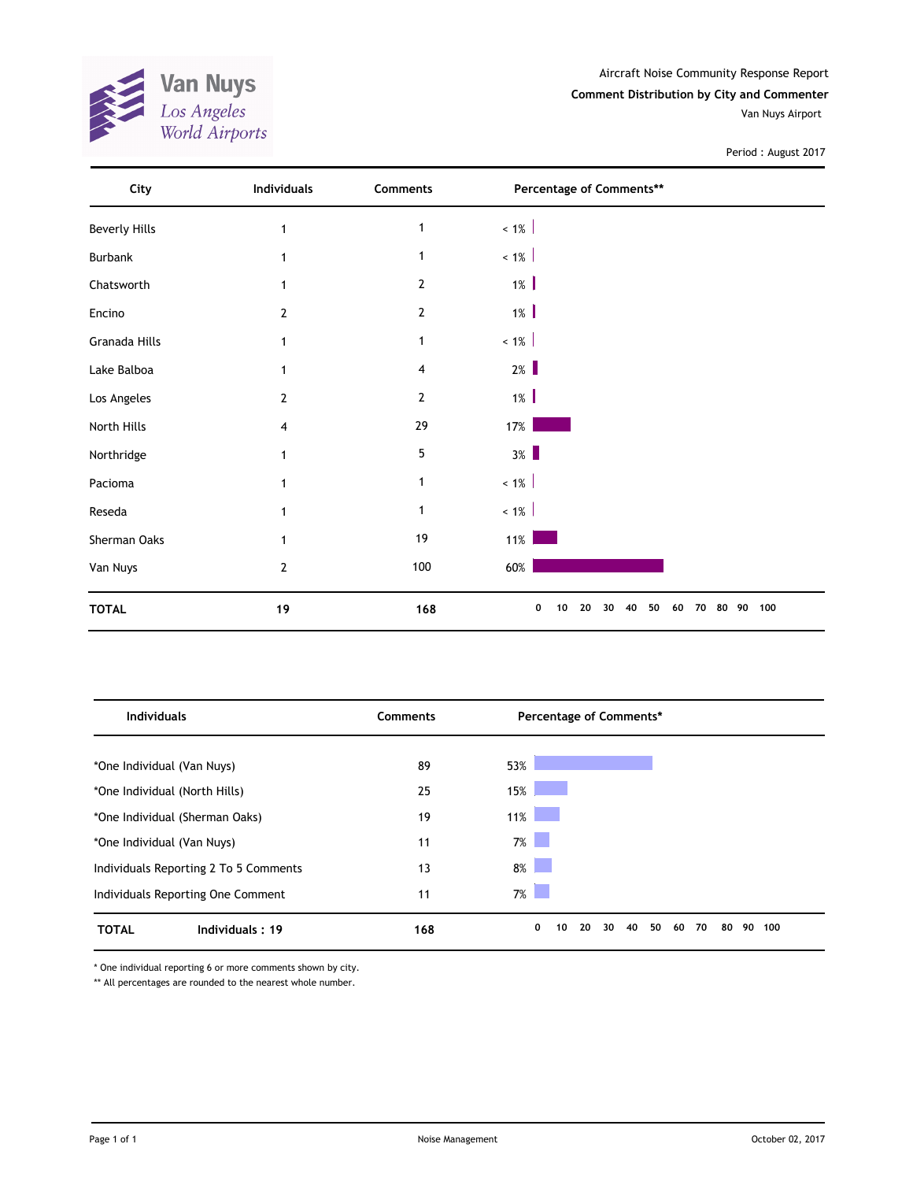Van Nuys
Los Angeles World Airports

Aircraft Noise Community Response Report

**Comment Distribution by City and Commenter**

Van Nuys Airport

Period : August 2017

| City | Individuals | Comments | Percentage of Comments** |
|---|---|---|---|
| Beverly Hills | 1 | 1 | < 1% |
| Burbank | 1 | 1 | < 1% |
| Chatsworth | 1 | 2 | 1% |
| Encino | 2 | 2 | 1% |
| Granada Hills | 1 | 1 | < 1% |
| Lake Balboa | 1 | 4 | 2% |
| Los Angeles | 2 | 2 | 1% |
| North Hills | 4 | 29 | 17% |
| Northridge | 1 | 5 | 3% |
| Pacioma | 1 | 1 | < 1% |
| Reseda | 1 | 1 | < 1% |
| Sherman Oaks | 1 | 19 | 11% |
| Van Nuys | 2 | 100 | 60% |
| **TOTAL** | **19** | **168** | |

| Individuals | Comments | Percentage of Comments* |
|---|---|---|
| *One Individual (Van Nuys) | 89 | 53% |
| *One Individual (North Hills) | 25 | 15% |
| *One Individual (Sherman Oaks) | 19 | 11% |
| *One Individual (Van Nuys) | 11 | 7% |
| Individuals Reporting 2 To 5 Comments | 13 | 8% |
| Individuals Reporting One Comment | 11 | 7% |
| **TOTAL** **Individuals : 19** | **168** | |

* One individual reporting 6 or more comments shown by city.

** All percentages are rounded to the nearest whole number.

Noise Management

October 02, 2017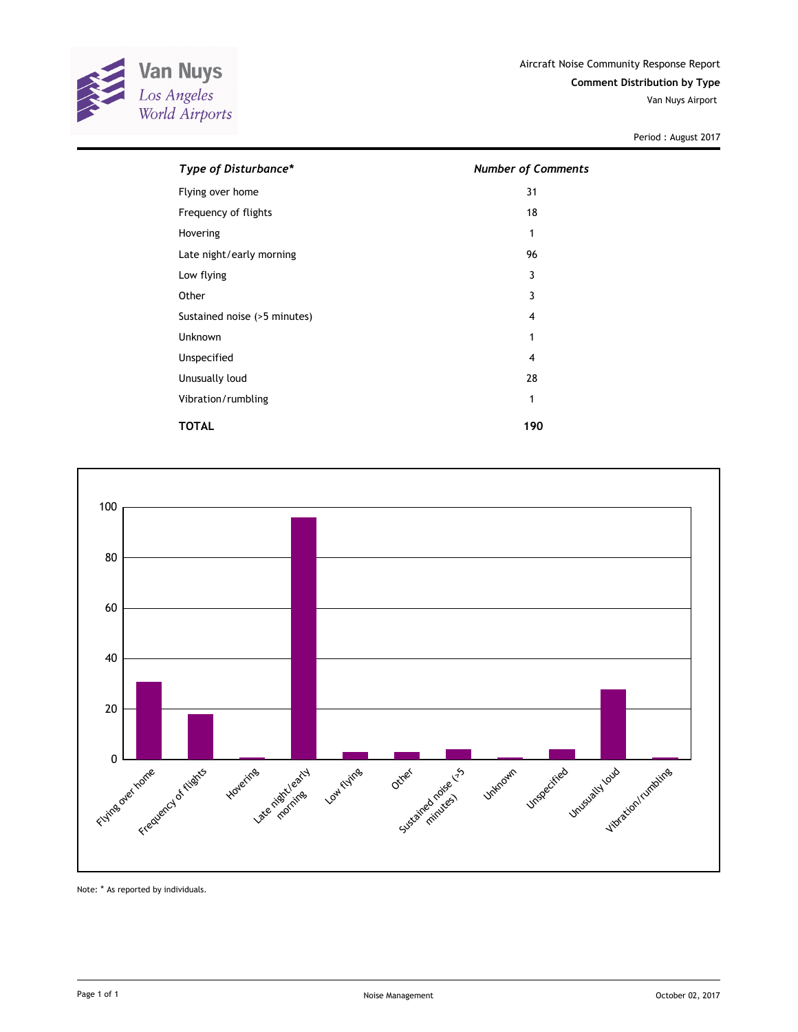Van Nuys
Los Angeles
World Airports

Aircraft Noise Community Response Report
**Comment Distribution by Type**
Van Nuys Airport

Period : August 2017

| *Type of Disturbance** | *Number of Comments* |
|---|---|
| Flying over home | 31 |
| Frequency of flights | 18 |
| Hovering | 1 |
| Late night/early morning | 96 |
| Low flying | 3 |
| Other | 3 |
| Sustained noise (>5 minutes) | 4 |
| Unknown | 1 |
| Unspecified | 4 |
| Unusually loud | 28 |
| Vibration/rumbling | 1 |
| **TOTAL** | **190** |

Note: * As reported by individuals.

Noise Management

October 02, 2017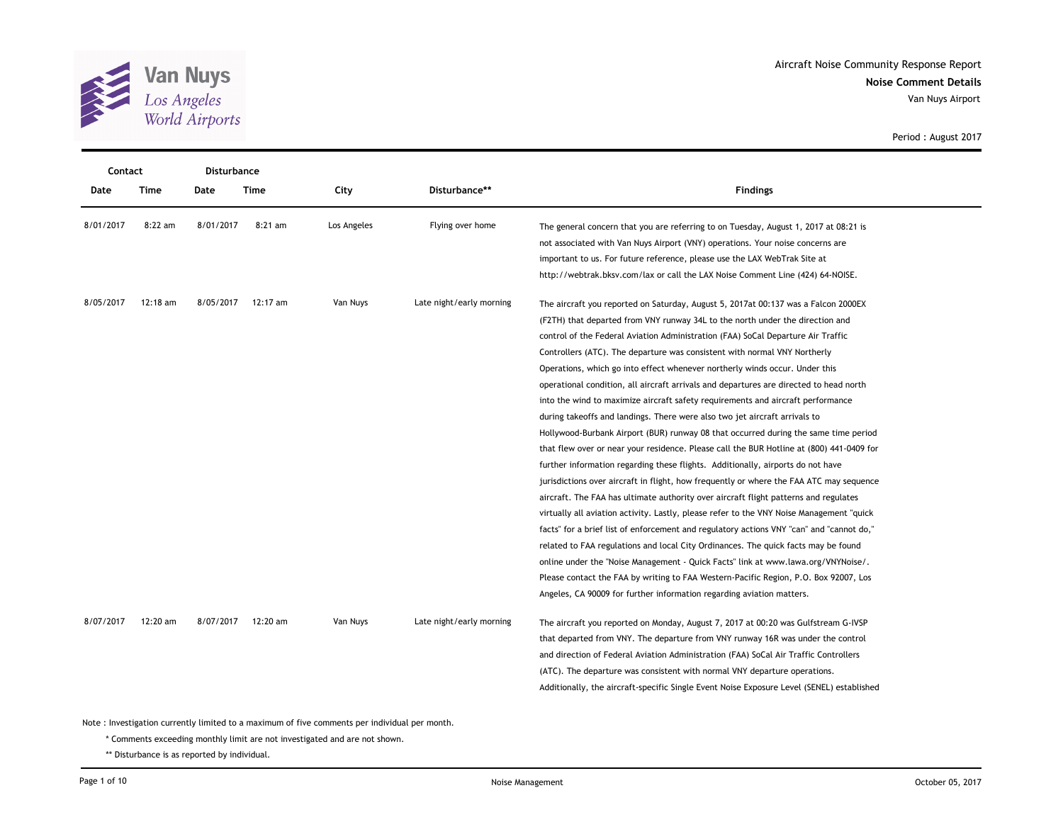Aircraft Noise Community Response Report

**Noise Comment Details**

Van Nuys Airport

Period : August 2017

| Contact | | Disturbance | | | | |
|---|---|---|---|---|---|---|
| **Date** | **Time** | **Date** | **Time** | **City** | **Disturbance**** | **Findings** |
| 8/01/2017 | 8:22 am | 8/01/2017 | 8:21 am | Los Angeles | Flying over home | The general concern that you are referring to on Tuesday, August 1, 2017 at 08:21 is not associated with Van Nuys Airport (VNY) operations. Your noise concerns are important to us. For future reference, please use the LAX WebTrak Site at http://webtrak.bksv.com/lax or call the LAX Noise Comment Line (424) 64-NOISE. |
| 8/05/2017 | 12:18 am | 8/05/2017 | 12:17 am | Van Nuys | Late night/early morning | The aircraft you reported on Saturday, August 5, 2017at 00:137 was a Falcon 2000EX (F2TH) that departed from VNY runway 34L to the north under the direction and control of the Federal Aviation Administration (FAA) SoCal Departure Air Traffic Controllers (ATC). The departure was consistent with normal VNY Northerly Operations, which go into effect whenever northerly winds occur. Under this operational condition, all aircraft arrivals and departures are directed to head north into the wind to maximize aircraft safety requirements and aircraft performance during takeoffs and landings. There were also two jet aircraft arrivals to Hollywood-Burbank Airport (BUR) runway 08 that occurred during the same time period that flew over or near your residence. Please call the BUR Hotline at (800) 441-0409 for further information regarding these flights. Additionally, airports do not have jurisdictions over aircraft in flight, how frequently or where the FAA ATC may sequence aircraft. The FAA has ultimate authority over aircraft flight patterns and regulates virtually all aviation activity. Lastly, please refer to the VNY Noise Management "quick facts" for a brief list of enforcement and regulatory actions VNY "can" and "cannot do," related to FAA regulations and local City Ordinances. The quick facts may be found online under the "Noise Management - Quick Facts" link at www.lawa.org/VNYNoise/. Please contact the FAA by writing to FAA Western-Pacific Region, P.O. Box 92007, Los Angeles, CA 90009 for further information regarding aviation matters. |
| 8/07/2017 | 12:20 am | 8/07/2017 | 12:20 am | Van Nuys | Late night/early morning | The aircraft you reported on Monday, August 7, 2017 at 00:20 was Gulfstream G-IVSP that departed from VNY. The departure from VNY runway 16R was under the control and direction of Federal Aviation Administration (FAA) SoCal Air Traffic Controllers (ATC). The departure was consistent with normal VNY departure operations. Additionally, the aircraft-specific Single Event Noise Exposure Level (SENEL) established |

Note : Investigation currently limited to a maximum of five comments per individual per month.

\* Comments exceeding monthly limit are not investigated and are not shown.

** Disturbance is as reported by individual.

Noise Management

October 05, 2017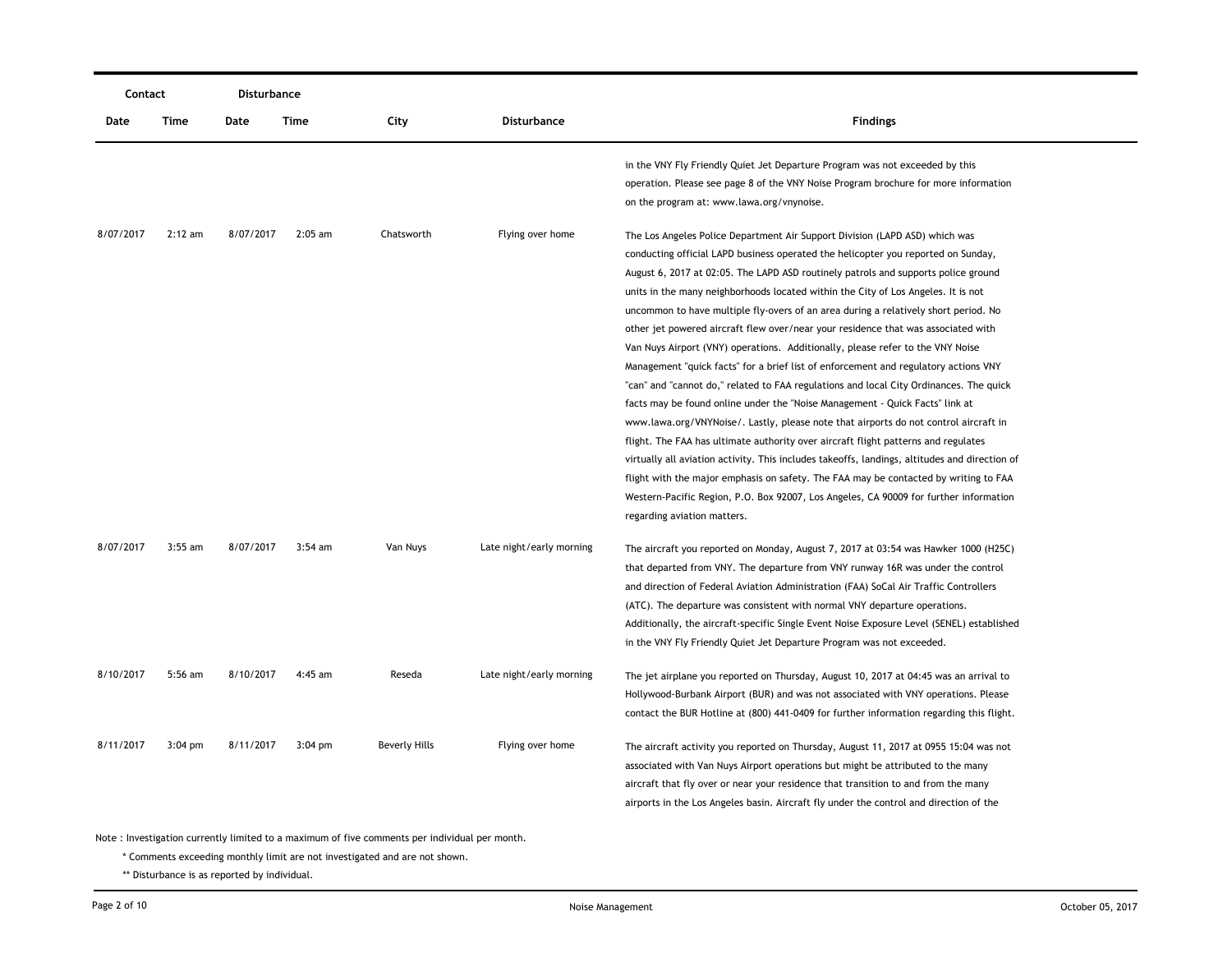| Contact | | Disturbance | | | | |
|---|---|---|---|---|---|---|
| Date | Time | Date | Time | City | Disturbance | Findings |
| | | | | | | in the VNY Fly Friendly Quiet Jet Departure Program was not exceeded by this operation. Please see page 8 of the VNY Noise Program brochure for more information on the program at: www.lawa.org/vnynoise. |
| 8/07/2017 | 2:12 am | 8/07/2017 | 2:05 am | Chatsworth | Flying over home | The Los Angeles Police Department Air Support Division (LAPD ASD) which was conducting official LAPD business operated the helicopter you reported on Sunday, August 6, 2017 at 02:05. The LAPD ASD routinely patrols and supports police ground units in the many neighborhoods located within the City of Los Angeles. It is not uncommon to have multiple fly-overs of an area during a relatively short period. No other jet powered aircraft flew over/near your residence that was associated with Van Nuys Airport (VNY) operations. Additionally, please refer to the VNY Noise Management "quick facts" for a brief list of enforcement and regulatory actions VNY "can" and "cannot do," related to FAA regulations and local City Ordinances. The quick facts may be found online under the "Noise Management - Quick Facts" link at www.lawa.org/VNYNoise/. Lastly, please note that airports do not control aircraft in flight. The FAA has ultimate authority over aircraft flight patterns and regulates virtually all aviation activity. This includes takeoffs, landings, altitudes and direction of flight with the major emphasis on safety. The FAA may be contacted by writing to FAA Western-Pacific Region, P.O. Box 92007, Los Angeles, CA 90009 for further information regarding aviation matters. |
| 8/07/2017 | 3:55 am | 8/07/2017 | 3:54 am | Van Nuys | Late night/early morning | The aircraft you reported on Monday, August 7, 2017 at 03:54 was Hawker 1000 (H25C) that departed from VNY. The departure from VNY runway 16R was under the control and direction of Federal Aviation Administration (FAA) SoCal Air Traffic Controllers (ATC). The departure was consistent with normal VNY departure operations. Additionally, the aircraft-specific Single Event Noise Exposure Level (SENEL) established in the VNY Fly Friendly Quiet Jet Departure Program was not exceeded. |
| 8/10/2017 | 5:56 am | 8/10/2017 | 4:45 am | Reseda | Late night/early morning | The jet airplane you reported on Thursday, August 10, 2017 at 04:45 was an arrival to Hollywood-Burbank Airport (BUR) and was not associated with VNY operations. Please contact the BUR Hotline at (800) 441-0409 for further information regarding this flight. |
| 8/11/2017 | 3:04 pm | 8/11/2017 | 3:04 pm | Beverly Hills | Flying over home | The aircraft activity you reported on Thursday, August 11, 2017 at 0955 15:04 was not associated with Van Nuys Airport operations but might be attributed to the many aircraft that fly over or near your residence that transition to and from the many airports in the Los Angeles basin. Aircraft fly under the control and direction of the |

Note : Investigation currently limited to a maximum of five comments per individual per month.

* Comments exceeding monthly limit are not investigated and are not shown.

** Disturbance is as reported by individual.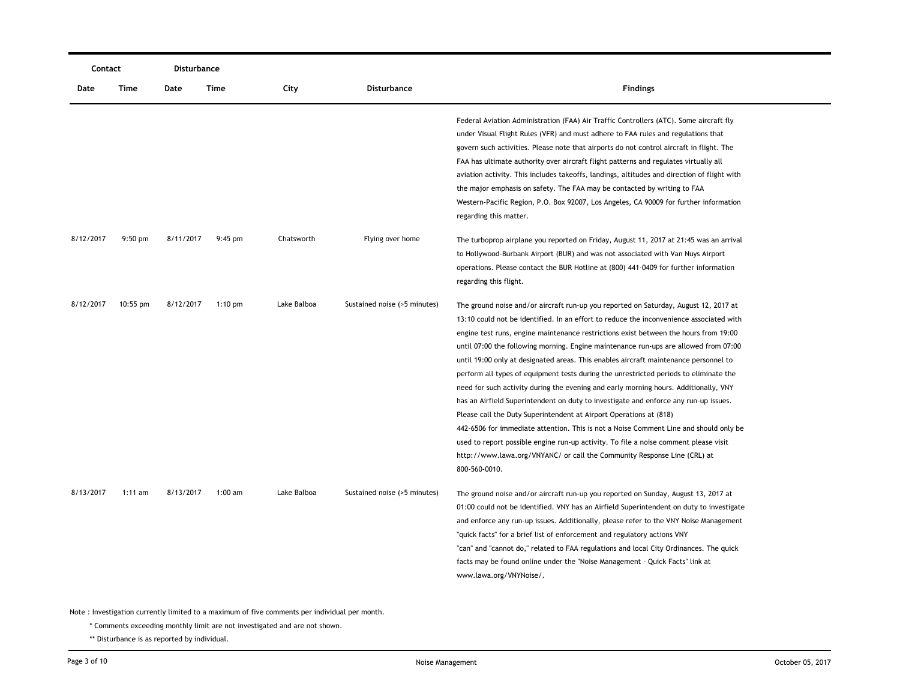| Contact | | Disturbance | | | | |
|---|---|---|---|---|---|---|
| Date | Time | Date | Time | City | Disturbance | Findings |
| | | | | | | Federal Aviation Administration (FAA) Air Traffic Controllers (ATC). Some aircraft fly under Visual Flight Rules (VFR) and must adhere to FAA rules and regulations that govern such activities. Please note that airports do not control aircraft in flight. The FAA has ultimate authority over aircraft flight patterns and regulates virtually all aviation activity. This includes takeoffs, landings, altitudes and direction of flight with the major emphasis on safety. The FAA may be contacted by writing to FAA Western-Pacific Region, P.O. Box 92007, Los Angeles, CA 90009 for further information regarding this matter. |
| 8/12/2017 | 9:50 pm | 8/11/2017 | 9:45 pm | Chatsworth | Flying over home | The turboprop airplane you reported on Friday, August 11, 2017 at 21:45 was an arrival to Hollywood-Burbank Airport (BUR) and was not associated with Van Nuys Airport operations. Please contact the BUR Hotline at (800) 441-0409 for further information regarding this flight. |
| 8/12/2017 | 10:55 pm | 8/12/2017 | 1:10 pm | Lake Balboa | Sustained noise (>5 minutes) | The ground noise and/or aircraft run-up you reported on Saturday, August 12, 2017 at 13:10 could not be identified. In an effort to reduce the inconvenience associated with engine test runs, engine maintenance restrictions exist between the hours from 19:00 until 07:00 the following morning. Engine maintenance run-ups are allowed from 07:00 until 19:00 only at designated areas. This enables aircraft maintenance personnel to perform all types of equipment tests during the unrestricted periods to eliminate the need for such activity during the evening and early morning hours. Additionally, VNY has an Airfield Superintendent on duty to investigate and enforce any run-up issues. Please call the Duty Superintendent at Airport Operations at (818) 442-6506 for immediate attention. This is not a Noise Comment Line and should only be used to report possible engine run-up activity. To file a noise comment please visit http://www.lawa.org/VNYANC/ or call the Community Response Line (CRL) at 800-560-0010. |
| 8/13/2017 | 1:11 am | 8/13/2017 | 1:00 am | Lake Balboa | Sustained noise (>5 minutes) | The ground noise and/or aircraft run-up you reported on Sunday, August 13, 2017 at 01:00 could not be identified. VNY has an Airfield Superintendent on duty to investigate and enforce any run-up issues. Additionally, please refer to the VNY Noise Management "quick facts" for a brief list of enforcement and regulatory actions VNY "can" and "cannot do," related to FAA regulations and local City Ordinances. The quick facts may be found online under the "Noise Management - Quick Facts" link at www.lawa.org/VNYNoise/. |

Note : Investigation currently limited to a maximum of five comments per individual per month.

\* Comments exceeding monthly limit are not investigated and are not shown.

\*\* Disturbance is as reported by individual.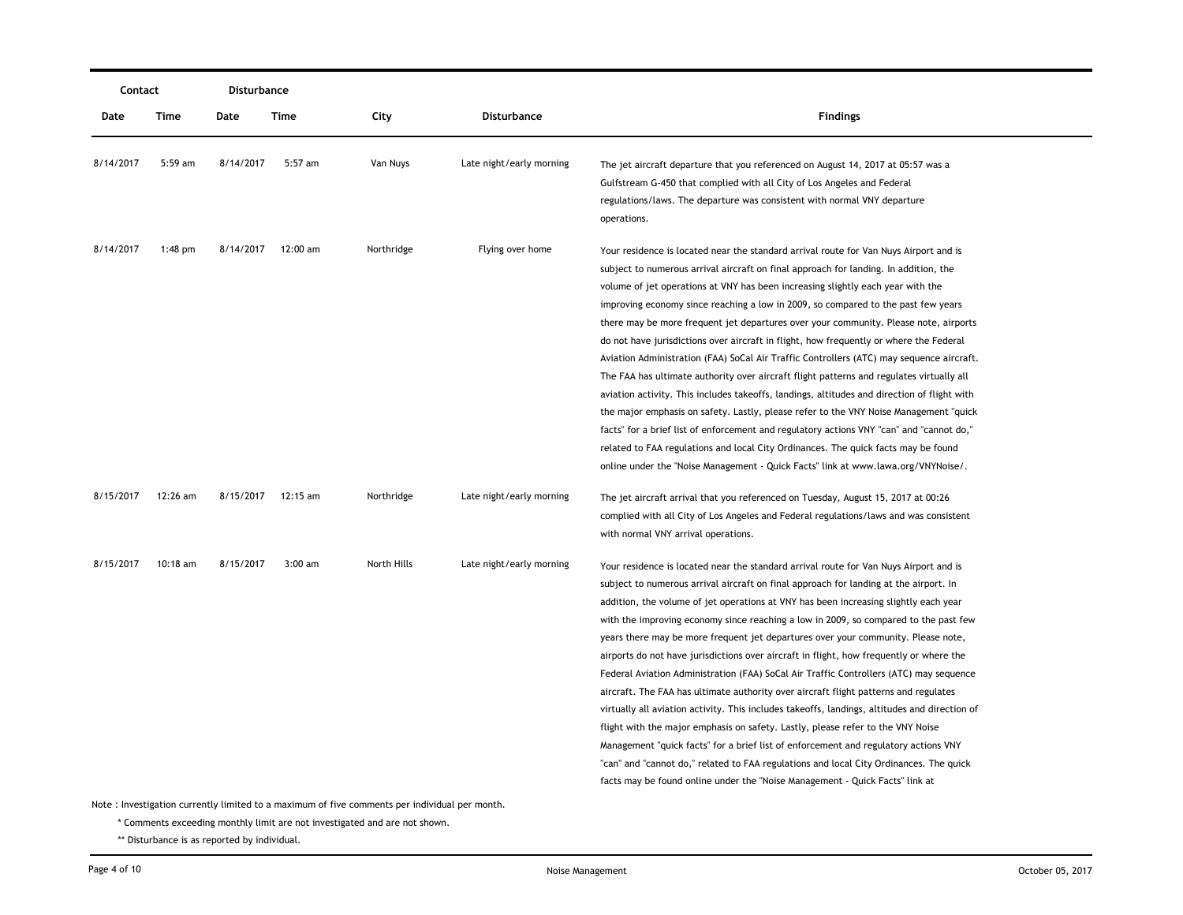| Contact | | Disturbance | | | | |
|---|---|---|---|---|---|---|
| Date | Time | Date | Time | City | Disturbance | Findings |
| 8/14/2017 | 5:59 am | 8/14/2017 | 5:57 am | Van Nuys | Late night/early morning | The jet aircraft departure that you referenced on August 14, 2017 at 05:57 was a Gulfstream G-450 that complied with all City of Los Angeles and Federal regulations/laws. The departure was consistent with normal VNY departure operations. |
| 8/14/2017 | 1:48 pm | 8/14/2017 | 12:00 am | Northridge | Flying over home | Your residence is located near the standard arrival route for Van Nuys Airport and is subject to numerous arrival aircraft on final approach for landing. In addition, the volume of jet operations at VNY has been increasing slightly each year with the improving economy since reaching a low in 2009, so compared to the past few years there may be more frequent jet departures over your community. Please note, airports do not have jurisdictions over aircraft in flight, how frequently or where the Federal Aviation Administration (FAA) SoCal Air Traffic Controllers (ATC) may sequence aircraft. The FAA has ultimate authority over aircraft flight patterns and regulates virtually all aviation activity. This includes takeoffs, landings, altitudes and direction of flight with the major emphasis on safety. Lastly, please refer to the VNY Noise Management "quick facts" for a brief list of enforcement and regulatory actions VNY "can" and "cannot do," related to FAA regulations and local City Ordinances. The quick facts may be found online under the "Noise Management - Quick Facts" link at www.lawa.org/VNYNoise/. |
| 8/15/2017 | 12:26 am | 8/15/2017 | 12:15 am | Northridge | Late night/early morning | The jet aircraft arrival that you referenced on Tuesday, August 15, 2017 at 00:26 complied with all City of Los Angeles and Federal regulations/laws and was consistent with normal VNY arrival operations. |
| 8/15/2017 | 10:18 am | 8/15/2017 | 3:00 am | North Hills | Late night/early morning | Your residence is located near the standard arrival route for Van Nuys Airport and is subject to numerous arrival aircraft on final approach for landing at the airport. In addition, the volume of jet operations at VNY has been increasing slightly each year with the improving economy since reaching a low in 2009, so compared to the past few years there may be more frequent jet departures over your community. Please note, airports do not have jurisdictions over aircraft in flight, how frequently or where the Federal Aviation Administration (FAA) SoCal Air Traffic Controllers (ATC) may sequence aircraft. The FAA has ultimate authority over aircraft flight patterns and regulates virtually all aviation activity. This includes takeoffs, landings, altitudes and direction of flight with the major emphasis on safety. Lastly, please refer to the VNY Noise Management "quick facts" for a brief list of enforcement and regulatory actions VNY "can" and "cannot do," related to FAA regulations and local City Ordinances. The quick facts may be found online under the "Noise Management - Quick Facts" link at |

Note : Investigation currently limited to a maximum of five comments per individual per month.

\* Comments exceeding monthly limit are not investigated and are not shown.

\*\* Disturbance is as reported by individual.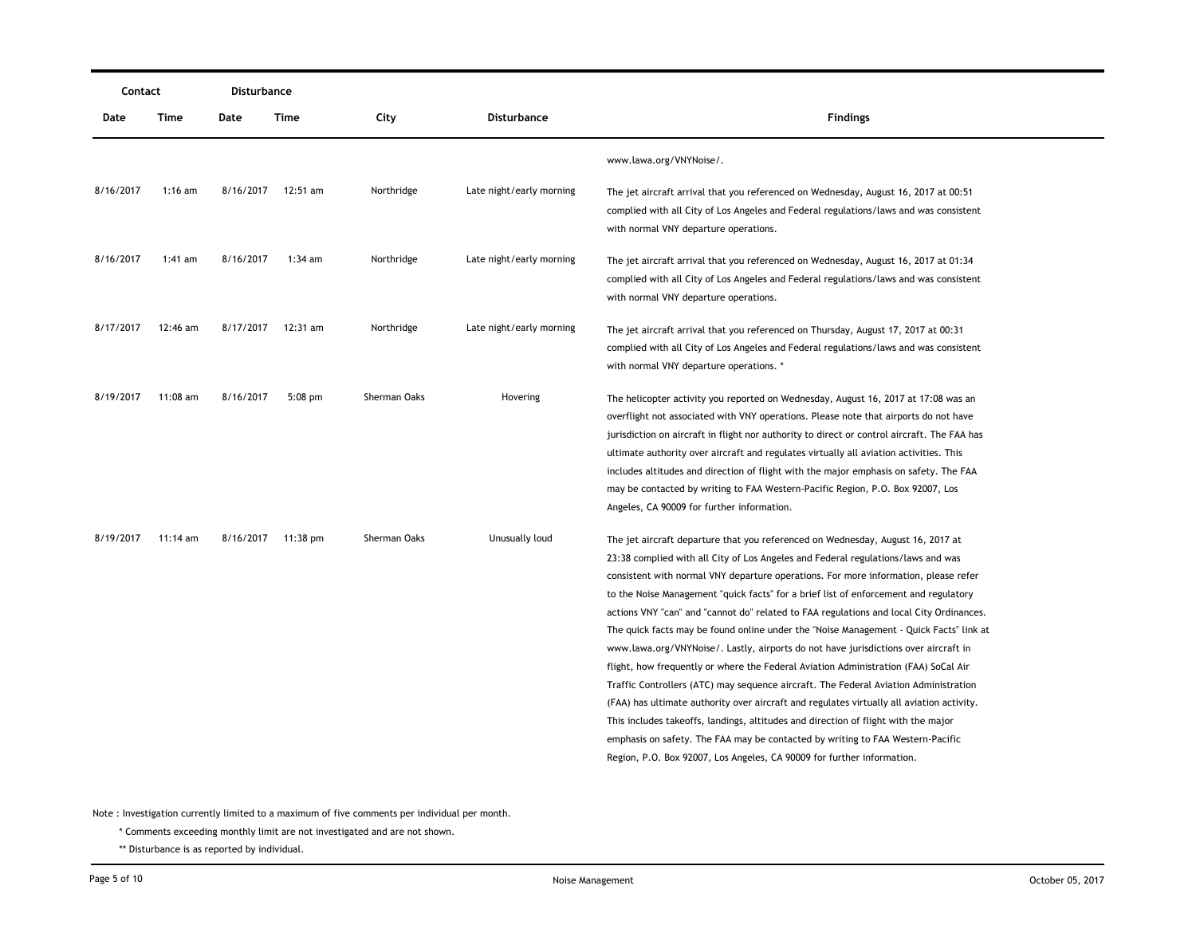| Contact | | Disturbance | | | | |
|---|---|---|---|---|---|---|
| Date | Time | Date | Time | City | Disturbance | Findings |
| | | | | | | www.lawa.org/VNYNoise/. |
| 8/16/2017 | 1:16 am | 8/16/2017 | 12:51 am | Northridge | Late night/early morning | The jet aircraft arrival that you referenced on Wednesday, August 16, 2017 at 00:51 complied with all City of Los Angeles and Federal regulations/laws and was consistent with normal VNY departure operations. |
| 8/16/2017 | 1:41 am | 8/16/2017 | 1:34 am | Northridge | Late night/early morning | The jet aircraft arrival that you referenced on Wednesday, August 16, 2017 at 01:34 complied with all City of Los Angeles and Federal regulations/laws and was consistent with normal VNY departure operations. |
| 8/17/2017 | 12:46 am | 8/17/2017 | 12:31 am | Northridge | Late night/early morning | The jet aircraft arrival that you referenced on Thursday, August 17, 2017 at 00:31 complied with all City of Los Angeles and Federal regulations/laws and was consistent with normal VNY departure operations. * |
| 8/19/2017 | 11:08 am | 8/16/2017 | 5:08 pm | Sherman Oaks | Hovering | The helicopter activity you reported on Wednesday, August 16, 2017 at 17:08 was an overflight not associated with VNY operations. Please note that airports do not have jurisdiction on aircraft in flight nor authority to direct or control aircraft. The FAA has ultimate authority over aircraft and regulates virtually all aviation activities. This includes altitudes and direction of flight with the major emphasis on safety. The FAA may be contacted by writing to FAA Western-Pacific Region, P.O. Box 92007, Los Angeles, CA 90009 for further information. |
| 8/19/2017 | 11:14 am | 8/16/2017 | 11:38 pm | Sherman Oaks | Unusually loud | The jet aircraft departure that you referenced on Wednesday, August 16, 2017 at 23:38 complied with all City of Los Angeles and Federal regulations/laws and was consistent with normal VNY departure operations. For more information, please refer to the Noise Management "quick facts" for a brief list of enforcement and regulatory actions VNY "can" and "cannot do" related to FAA regulations and local City Ordinances. The quick facts may be found online under the "Noise Management - Quick Facts" link at www.lawa.org/VNYNoise/. Lastly, airports do not have jurisdictions over aircraft in flight, how frequently or where the Federal Aviation Administration (FAA) SoCal Air Traffic Controllers (ATC) may sequence aircraft. The Federal Aviation Administration (FAA) has ultimate authority over aircraft and regulates virtually all aviation activity. This includes takeoffs, landings, altitudes and direction of flight with the major emphasis on safety. The FAA may be contacted by writing to FAA Western-Pacific Region, P.O. Box 92007, Los Angeles, CA 90009 for further information. |

Note : Investigation currently limited to a maximum of five comments per individual per month.

\* Comments exceeding monthly limit are not investigated and are not shown.

\*\* Disturbance is as reported by individual.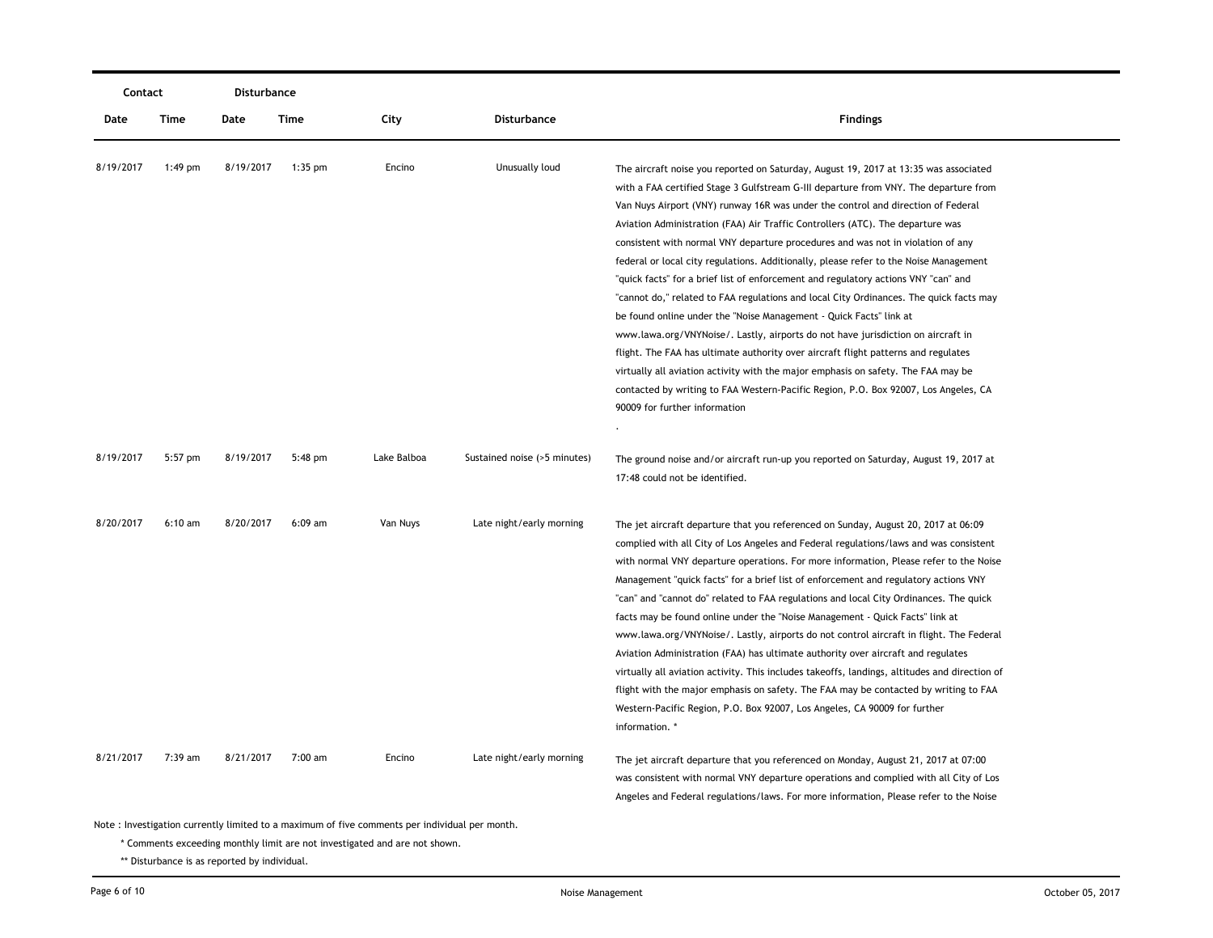| Contact | | Disturbance | | | | |
|---|---|---|---|---|---|---|
| Date | Time | Date | Time | City | Disturbance | Findings |
| 8/19/2017 | 1:49 pm | 8/19/2017 | 1:35 pm | Encino | Unusually loud | The aircraft noise you reported on Saturday, August 19, 2017 at 13:35 was associated with a FAA certified Stage 3 Gulfstream G-III departure from VNY. The departure from Van Nuys Airport (VNY) runway 16R was under the control and direction of Federal Aviation Administration (FAA) Air Traffic Controllers (ATC). The departure was consistent with normal VNY departure procedures and was not in violation of any federal or local city regulations. Additionally, please refer to the Noise Management "quick facts" for a brief list of enforcement and regulatory actions VNY "can" and "cannot do," related to FAA regulations and local City Ordinances. The quick facts may be found online under the "Noise Management - Quick Facts" link at www.lawa.org/VNYNoise/. Lastly, airports do not have jurisdiction on aircraft in flight. The FAA has ultimate authority over aircraft flight patterns and regulates virtually all aviation activity with the major emphasis on safety. The FAA may be contacted by writing to FAA Western-Pacific Region, P.O. Box 92007, Los Angeles, CA 90009 for further information . |
| 8/19/2017 | 5:57 pm | 8/19/2017 | 5:48 pm | Lake Balboa | Sustained noise (>5 minutes) | The ground noise and/or aircraft run-up you reported on Saturday, August 19, 2017 at 17:48 could not be identified. |
| 8/20/2017 | 6:10 am | 8/20/2017 | 6:09 am | Van Nuys | Late night/early morning | The jet aircraft departure that you referenced on Sunday, August 20, 2017 at 06:09 complied with all City of Los Angeles and Federal regulations/laws and was consistent with normal VNY departure operations. For more information, Please refer to the Noise Management "quick facts" for a brief list of enforcement and regulatory actions VNY "can" and "cannot do" related to FAA regulations and local City Ordinances. The quick facts may be found online under the "Noise Management - Quick Facts" link at www.lawa.org/VNYNoise/. Lastly, airports do not control aircraft in flight. The Federal Aviation Administration (FAA) has ultimate authority over aircraft and regulates virtually all aviation activity. This includes takeoffs, landings, altitudes and direction of flight with the major emphasis on safety. The FAA may be contacted by writing to FAA Western-Pacific Region, P.O. Box 92007, Los Angeles, CA 90009 for further information. * |
| 8/21/2017 | 7:39 am | 8/21/2017 | 7:00 am | Encino | Late night/early morning | The jet aircraft departure that you referenced on Monday, August 21, 2017 at 07:00 was consistent with normal VNY departure operations and complied with all City of Los Angeles and Federal regulations/laws. For more information, Please refer to the Noise |

Note : Investigation currently limited to a maximum of five comments per individual per month.

\* Comments exceeding monthly limit are not investigated and are not shown.

\** Disturbance is as reported by individual.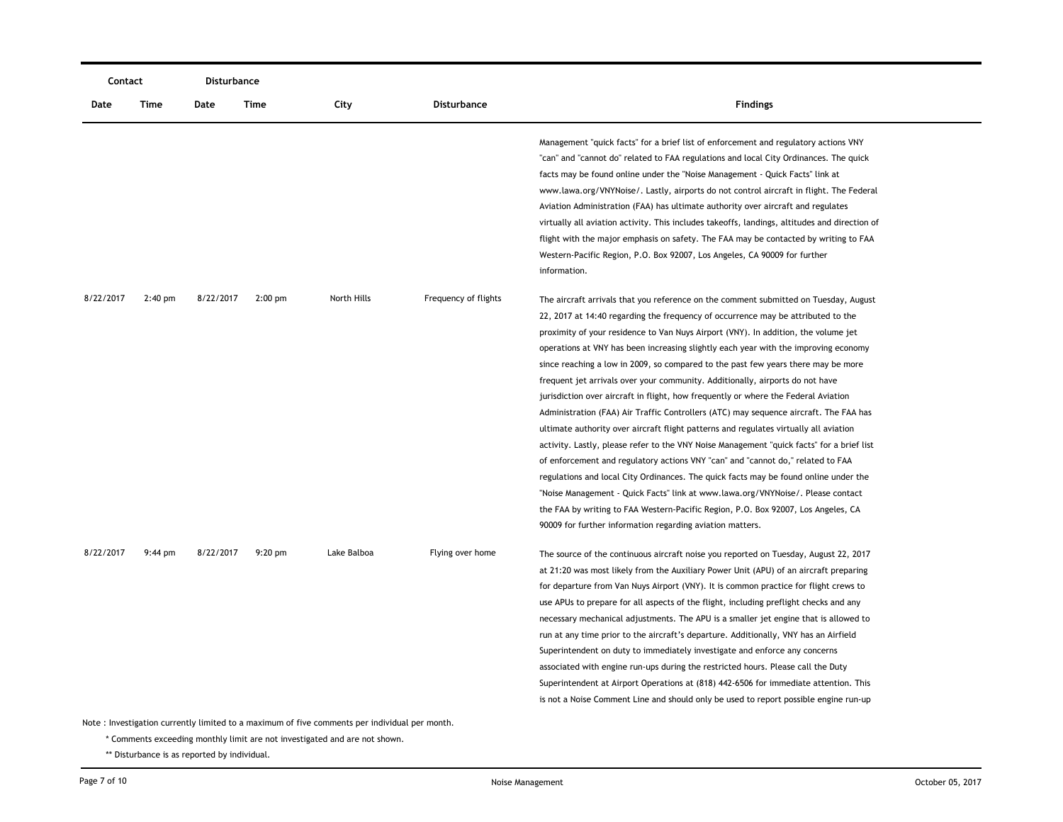| Contact | | Disturbance | | | | |
|---|---|---|---|---|---|---|
| Date | Time | Date | Time | City | Disturbance | Findings |
| | | | | | | Management "quick facts" for a brief list of enforcement and regulatory actions VNY "can" and "cannot do" related to FAA regulations and local City Ordinances. The quick facts may be found online under the "Noise Management - Quick Facts" link at www.lawa.org/VNYNoise/. Lastly, airports do not control aircraft in flight. The Federal Aviation Administration (FAA) has ultimate authority over aircraft and regulates virtually all aviation activity. This includes takeoffs, landings, altitudes and direction of flight with the major emphasis on safety. The FAA may be contacted by writing to FAA Western-Pacific Region, P.O. Box 92007, Los Angeles, CA 90009 for further information. |
| 8/22/2017 | 2:40 pm | 8/22/2017 | 2:00 pm | North Hills | Frequency of flights | The aircraft arrivals that you reference on the comment submitted on Tuesday, August 22, 2017 at 14:40 regarding the frequency of occurrence may be attributed to the proximity of your residence to Van Nuys Airport (VNY). In addition, the volume jet operations at VNY has been increasing slightly each year with the improving economy since reaching a low in 2009, so compared to the past few years there may be more frequent jet arrivals over your community. Additionally, airports do not have jurisdiction over aircraft in flight, how frequently or where the Federal Aviation Administration (FAA) Air Traffic Controllers (ATC) may sequence aircraft. The FAA has ultimate authority over aircraft flight patterns and regulates virtually all aviation activity. Lastly, please refer to the VNY Noise Management "quick facts" for a brief list of enforcement and regulatory actions VNY "can" and "cannot do," related to FAA regulations and local City Ordinances. The quick facts may be found online under the "Noise Management - Quick Facts" link at www.lawa.org/VNYNoise/. Please contact the FAA by writing to FAA Western-Pacific Region, P.O. Box 92007, Los Angeles, CA 90009 for further information regarding aviation matters. |
| 8/22/2017 | 9:44 pm | 8/22/2017 | 9:20 pm | Lake Balboa | Flying over home | The source of the continuous aircraft noise you reported on Tuesday, August 22, 2017 at 21:20 was most likely from the Auxiliary Power Unit (APU) of an aircraft preparing for departure from Van Nuys Airport (VNY). It is common practice for flight crews to use APUs to prepare for all aspects of the flight, including preflight checks and any necessary mechanical adjustments. The APU is a smaller jet engine that is allowed to run at any time prior to the aircraft's departure. Additionally, VNY has an Airfield Superintendent on duty to immediately investigate and enforce any concerns associated with engine run-ups during the restricted hours. Please call the Duty Superintendent at Airport Operations at (818) 442-6506 for immediate attention. This is not a Noise Comment Line and should only be used to report possible engine run-up |

Note : Investigation currently limited to a maximum of five comments per individual per month.

\* Comments exceeding monthly limit are not investigated and are not shown.

\*\* Disturbance is as reported by individual.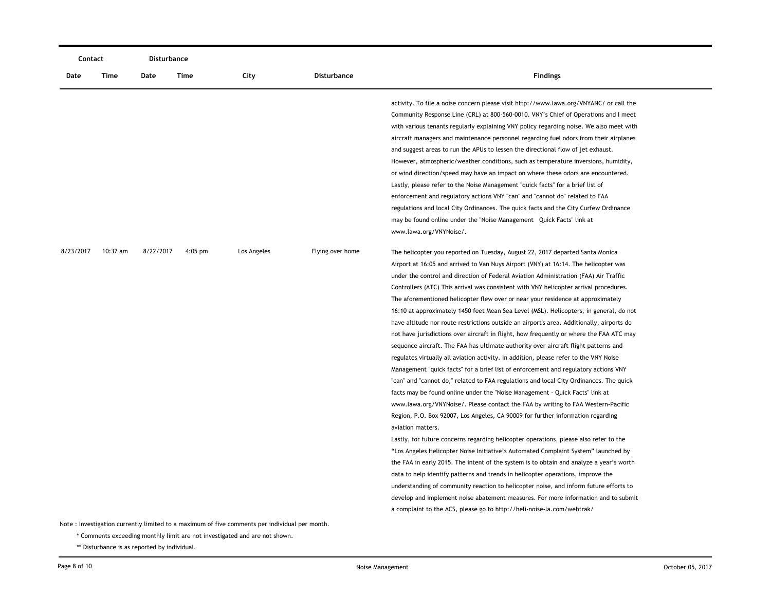| Contact | | Disturbance | | | | |
|---|---|---|---|---|---|---|
| Date | Time | Date | Time | City | Disturbance | Findings |
| | | | | | | activity. To file a noise concern please visit http://www.lawa.org/VNYANC/ or call the Community Response Line (CRL) at 800-560-0010. VNY's Chief of Operations and I meet with various tenants regularly explaining VNY policy regarding noise. We also meet with aircraft managers and maintenance personnel regarding fuel odors from their airplanes and suggest areas to run the APUs to lessen the directional flow of jet exhaust. However, atmospheric/weather conditions, such as temperature inversions, humidity, or wind direction/speed may have an impact on where these odors are encountered. Lastly, please refer to the Noise Management "quick facts" for a brief list of enforcement and regulatory actions VNY "can" and "cannot do" related to FAA regulations and local City Ordinances. The quick facts and the City Curfew Ordinance may be found online under the "Noise Management Quick Facts" link at www.lawa.org/VNYNoise/. |
| 8/23/2017 | 10:37 am | 8/22/2017 | 4:05 pm | Los Angeles | Flying over home | The helicopter you reported on Tuesday, August 22, 2017 departed Santa Monica Airport at 16:05 and arrived to Van Nuys Airport (VNY) at 16:14. The helicopter was under the control and direction of Federal Aviation Administration (FAA) Air Traffic Controllers (ATC) This arrival was consistent with VNY helicopter arrival procedures. The aforementioned helicopter flew over or near your residence at approximately 16:10 at approximately 1450 feet Mean Sea Level (MSL). Helicopters, in general, do not have altitude nor route restrictions outside an airport's area. Additionally, airports do not have jurisdictions over aircraft in flight, how frequently or where the FAA ATC may sequence aircraft. The FAA has ultimate authority over aircraft flight patterns and regulates virtually all aviation activity. In addition, please refer to the VNY Noise Management "quick facts" for a brief list of enforcement and regulatory actions VNY "can" and "cannot do," related to FAA regulations and local City Ordinances. The quick facts may be found online under the "Noise Management - Quick Facts" link at www.lawa.org/VNYNoise/. Please contact the FAA by writing to FAA Western-Pacific Region, P.O. Box 92007, Los Angeles, CA 90009 for further information regarding aviation matters.<br>Lastly, for future concerns regarding helicopter operations, please also refer to the "Los Angeles Helicopter Noise Initiative's Automated Complaint System" launched by the FAA in early 2015. The intent of the system is to obtain and analyze a year's worth data to help identify patterns and trends in helicopter operations, improve the understanding of community reaction to helicopter noise, and inform future efforts to develop and implement noise abatement measures. For more information and to submit a complaint to the ACS, please go to http://heli-noise-la.com/webtrak/ |

Note : Investigation currently limited to a maximum of five comments per individual per month.

\* Comments exceeding monthly limit are not investigated and are not shown.

\*\* Disturbance is as reported by individual.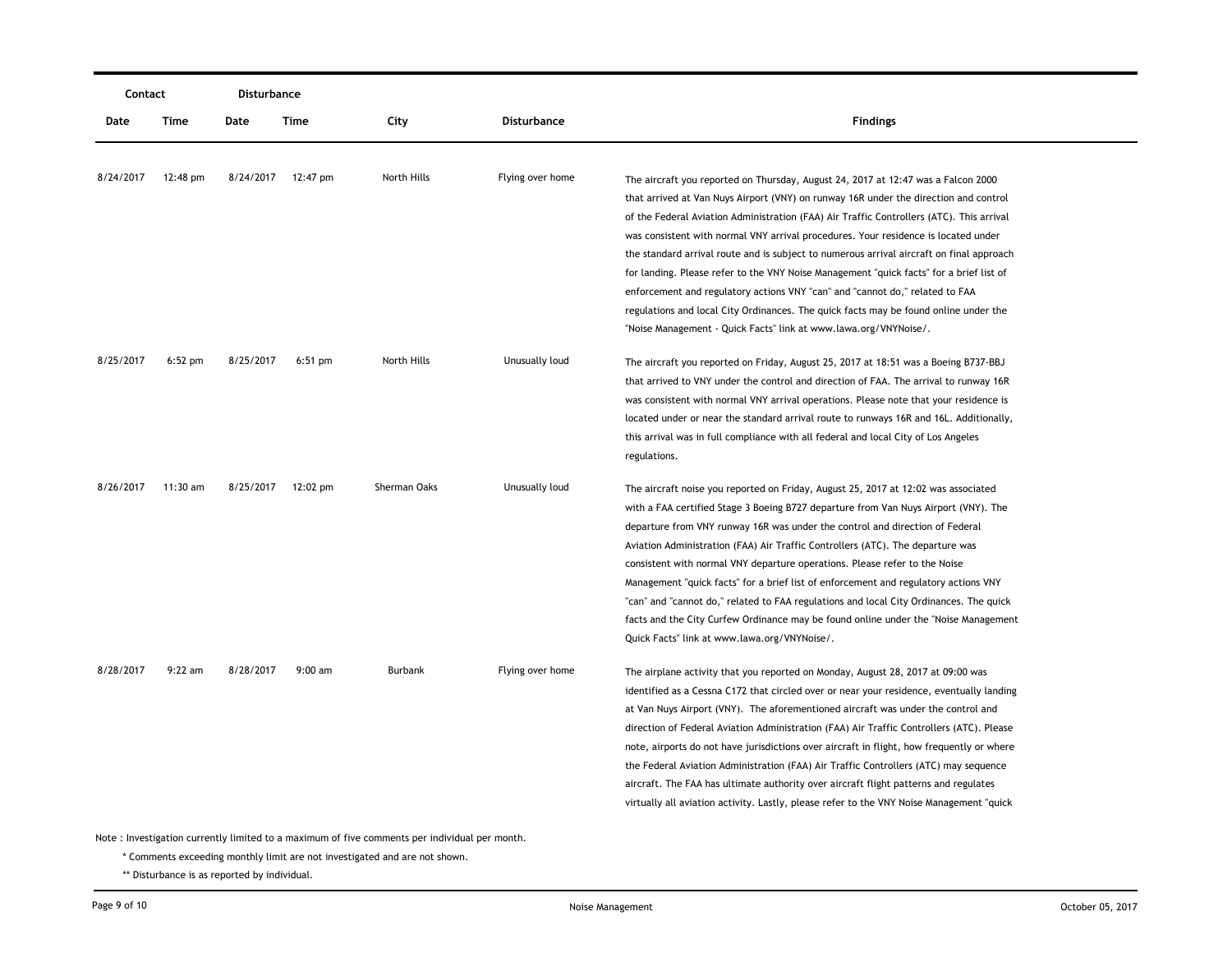| Contact | | Disturbance | | | | |
|---|---|---|---|---|---|---|
| Date | Time | Date | Time | City | Disturbance | Findings |
| 8/24/2017 | 12:48 pm | 8/24/2017 | 12:47 pm | North Hills | Flying over home | The aircraft you reported on Thursday, August 24, 2017 at 12:47 was a Falcon 2000 that arrived at Van Nuys Airport (VNY) on runway 16R under the direction and control of the Federal Aviation Administration (FAA) Air Traffic Controllers (ATC). This arrival was consistent with normal VNY arrival procedures. Your residence is located under the standard arrival route and is subject to numerous arrival aircraft on final approach for landing. Please refer to the VNY Noise Management "quick facts" for a brief list of enforcement and regulatory actions VNY "can" and "cannot do," related to FAA regulations and local City Ordinances. The quick facts may be found online under the "Noise Management - Quick Facts" link at www.lawa.org/VNYNoise/. |
| 8/25/2017 | 6:52 pm | 8/25/2017 | 6:51 pm | North Hills | Unusually loud | The aircraft you reported on Friday, August 25, 2017 at 18:51 was a Boeing B737-BBJ that arrived to VNY under the control and direction of FAA. The arrival to runway 16R was consistent with normal VNY arrival operations. Please note that your residence is located under or near the standard arrival route to runways 16R and 16L. Additionally, this arrival was in full compliance with all federal and local City of Los Angeles regulations. |
| 8/26/2017 | 11:30 am | 8/25/2017 | 12:02 pm | Sherman Oaks | Unusually loud | The aircraft noise you reported on Friday, August 25, 2017 at 12:02 was associated with a FAA certified Stage 3 Boeing B727 departure from Van Nuys Airport (VNY). The departure from VNY runway 16R was under the control and direction of Federal Aviation Administration (FAA) Air Traffic Controllers (ATC). The departure was consistent with normal VNY departure operations. Please refer to the Noise Management "quick facts" for a brief list of enforcement and regulatory actions VNY "can" and "cannot do," related to FAA regulations and local City Ordinances. The quick facts and the City Curfew Ordinance may be found online under the "Noise Management Quick Facts" link at www.lawa.org/VNYNoise/. |
| 8/28/2017 | 9:22 am | 8/28/2017 | 9:00 am | Burbank | Flying over home | The airplane activity that you reported on Monday, August 28, 2017 at 09:00 was identified as a Cessna C172 that circled over or near your residence, eventually landing at Van Nuys Airport (VNY). The aforementioned aircraft was under the control and direction of Federal Aviation Administration (FAA) Air Traffic Controllers (ATC). Please note, airports do not have jurisdictions over aircraft in flight, how frequently or where the Federal Aviation Administration (FAA) Air Traffic Controllers (ATC) may sequence aircraft. The FAA has ultimate authority over aircraft flight patterns and regulates virtually all aviation activity. Lastly, please refer to the VNY Noise Management "quick |

Note : Investigation currently limited to a maximum of five comments per individual per month.

\* Comments exceeding monthly limit are not investigated and are not shown.

\*\* Disturbance is as reported by individual.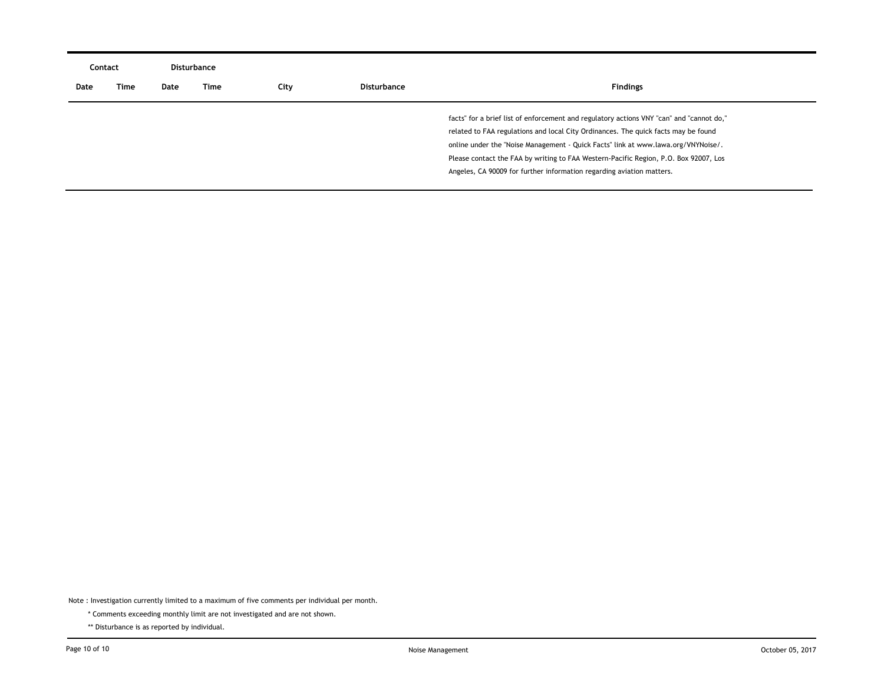| Contact | | Disturbance | | | | |
|---|---|---|---|---|---|---|
| Date | Time | Date | Time | City | Disturbance | Findings |
| | | | | | | facts" for a brief list of enforcement and regulatory actions VNY "can" and "cannot do," related to FAA regulations and local City Ordinances. The quick facts may be found online under the "Noise Management - Quick Facts" link at www.lawa.org/VNYNoise/. Please contact the FAA by writing to FAA Western-Pacific Region, P.O. Box 92007, Los Angeles, CA 90009 for further information regarding aviation matters. |

Note : Investigation currently limited to a maximum of five comments per individual per month.

\* Comments exceeding monthly limit are not investigated and are not shown.

\*\* Disturbance is as reported by individual.